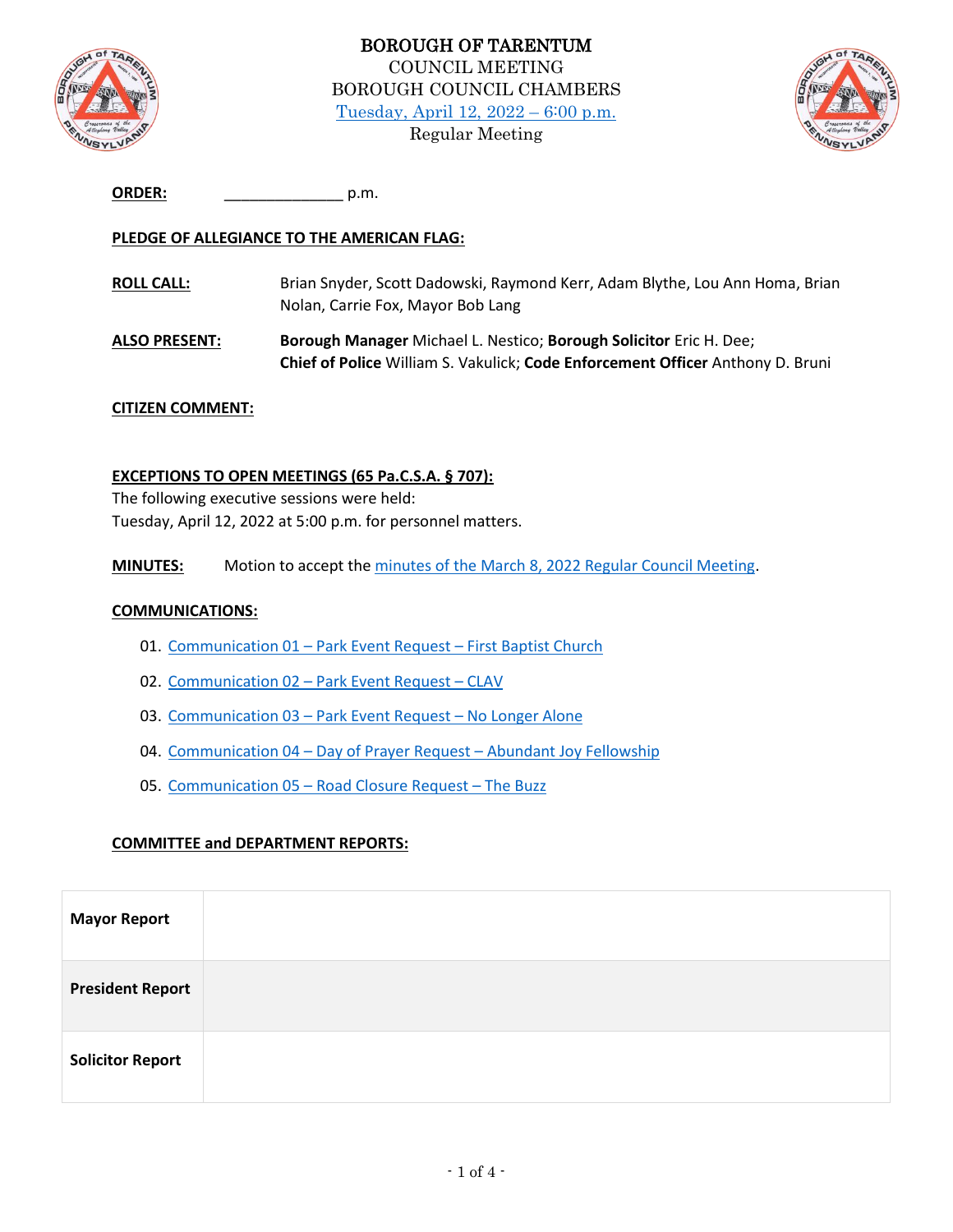# BOROUGH OF TARENTUM

COUNCIL MEETING
BOROUGH COUNCIL CHAMBERS
Tuesday, April 12, 2022 – 6:00 p.m.
Regular Meeting

**ORDER:** ______________ p.m.

**PLEDGE OF ALLEGIANCE TO THE AMERICAN FLAG:**

**ROLL CALL:** Brian Snyder, Scott Dadowski, Raymond Kerr, Adam Blythe, Lou Ann Homa, Brian Nolan, Carrie Fox, Mayor Bob Lang

**ALSO PRESENT:** **Borough Manager** Michael L. Nestico; **Borough Solicitor** Eric H. Dee; **Chief of Police** William S. Vakulick; **Code Enforcement Officer** Anthony D. Bruni

**CITIZEN COMMENT:**

**EXCEPTIONS TO OPEN MEETINGS (65 Pa.C.S.A. § 707):**
The following executive sessions were held:
Tuesday, April 12, 2022 at 5:00 p.m. for personnel matters.

**MINUTES:** Motion to accept the minutes of the March 8, 2022 Regular Council Meeting.

**COMMUNICATIONS:**

01. Communication 01 – Park Event Request – First Baptist Church
02. Communication 02 – Park Event Request – CLAV
03. Communication 03 – Park Event Request – No Longer Alone
04. Communication 04 – Day of Prayer Request – Abundant Joy Fellowship
05. Communication 05 – Road Closure Request – The Buzz

**COMMITTEE and DEPARTMENT REPORTS:**

| | |
|---|---|
| **Mayor Report** | |
| **President Report** | |
| **Solicitor Report** | |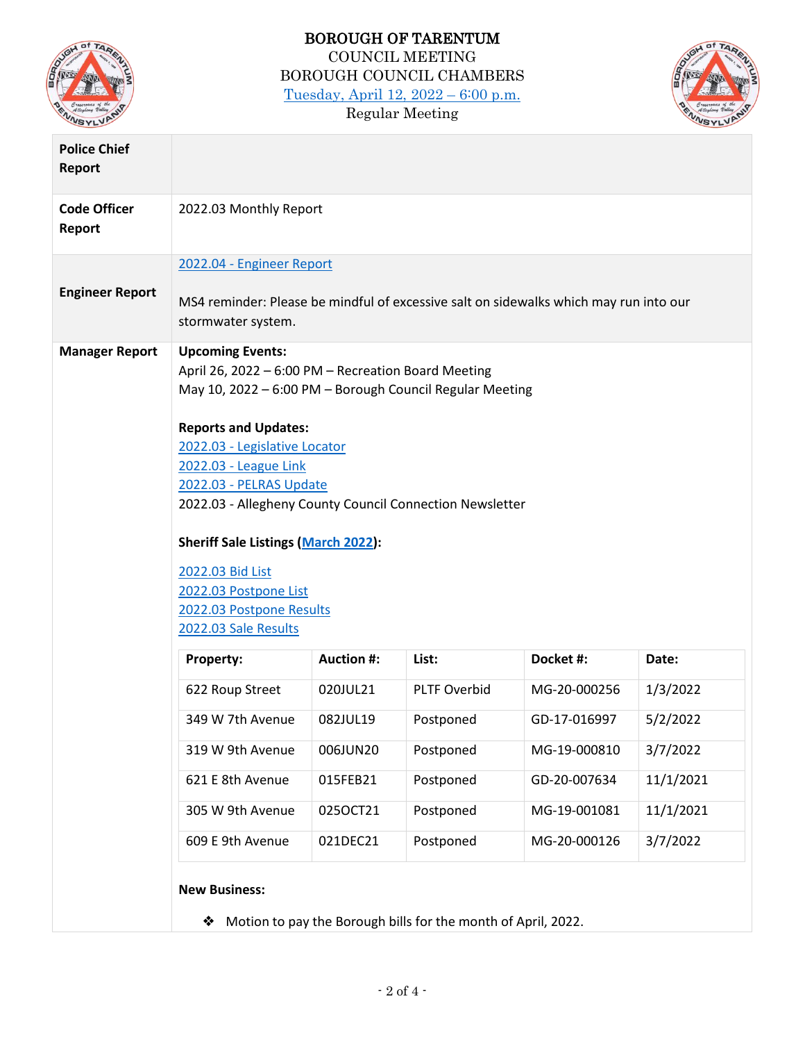BOROUGH OF TARENTUM
COUNCIL MEETING
BOROUGH COUNCIL CHAMBERS
Tuesday, April 12, 2022 – 6:00 p.m.
Regular Meeting

**Police Chief Report**

**Code Officer Report**

2022.03 Monthly Report

**Engineer Report**

2022.04 - Engineer Report

MS4 reminder: Please be mindful of excessive salt on sidewalks which may run into our stormwater system.

**Manager Report**

**Upcoming Events:**
April 26, 2022 – 6:00 PM – Recreation Board Meeting
May 10, 2022 – 6:00 PM – Borough Council Regular Meeting

**Reports and Updates:**
2022.03 - Legislative Locator
2022.03 - League Link
2022.03 - PELRAS Update
2022.03 - Allegheny County Council Connection Newsletter

**Sheriff Sale Listings (March 2022):**

2022.03 Bid List
2022.03 Postpone List
2022.03 Postpone Results
2022.03 Sale Results

| Property: | Auction #: | List: | Docket #: | Date: |
|---|---|---|---|---|
| 622 Roup Street | 020JUL21 | PLTF Overbid | MG-20-000256 | 1/3/2022 |
| 349 W 7th Avenue | 082JUL19 | Postponed | GD-17-016997 | 5/2/2022 |
| 319 W 9th Avenue | 006JUN20 | Postponed | MG-19-000810 | 3/7/2022 |
| 621 E 8th Avenue | 015FEB21 | Postponed | GD-20-007634 | 11/1/2021 |
| 305 W 9th Avenue | 025OCT21 | Postponed | MG-19-001081 | 11/1/2021 |
| 609 E 9th Avenue | 021DEC21 | Postponed | MG-20-000126 | 3/7/2022 |

**New Business:**

- Motion to pay the Borough bills for the month of April, 2022.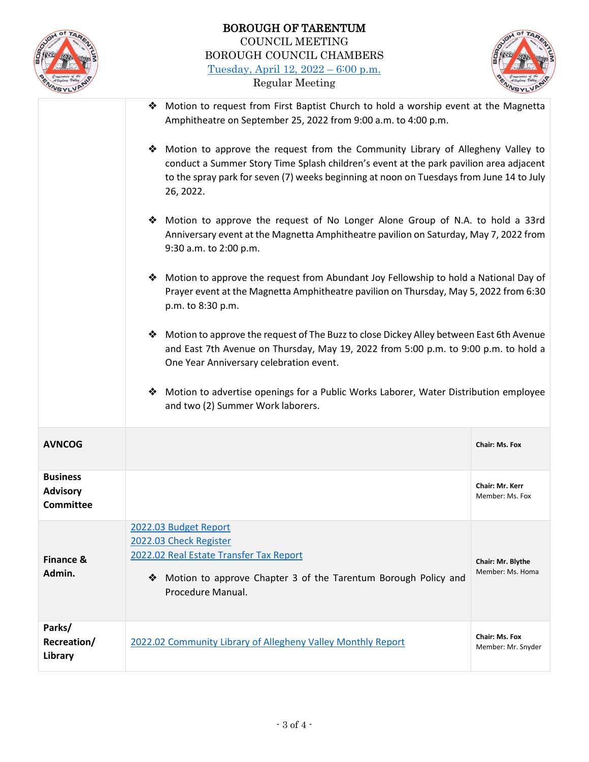# BOROUGH OF TARENTUM

COUNCIL MEETING
BOROUGH COUNCIL CHAMBERS
Tuesday, April 12, 2022 – 6:00 p.m.
Regular Meeting

| | | |
|---|---|---|
| | ❖ Motion to request from First Baptist Church to hold a worship event at the Magnetta Amphitheatre on September 25, 2022 from 9:00 a.m. to 4:00 p.m.<br><br>❖ Motion to approve the request from the Community Library of Allegheny Valley to conduct a Summer Story Time Splash children's event at the park pavilion area adjacent to the spray park for seven (7) weeks beginning at noon on Tuesdays from June 14 to July 26, 2022.<br><br>❖ Motion to approve the request of No Longer Alone Group of N.A. to hold a 33rd Anniversary event at the Magnetta Amphitheatre pavilion on Saturday, May 7, 2022 from 9:30 a.m. to 2:00 p.m.<br><br>❖ Motion to approve the request from Abundant Joy Fellowship to hold a National Day of Prayer event at the Magnetta Amphitheatre pavilion on Thursday, May 5, 2022 from 6:30 p.m. to 8:30 p.m.<br><br>❖ Motion to approve the request of The Buzz to close Dickey Alley between East 6th Avenue and East 7th Avenue on Thursday, May 19, 2022 from 5:00 p.m. to 9:00 p.m. to hold a One Year Anniversary celebration event.<br><br>❖ Motion to advertise openings for a Public Works Laborer, Water Distribution employee and two (2) Summer Work laborers. | |
| **AVNCOG** | | **Chair: Ms. Fox** |
| **Business Advisory Committee** | | **Chair: Mr. Kerr**<br>Member: Ms. Fox |
| **Finance & Admin.** | 2022.03 Budget Report<br>2022.03 Check Register<br>2022.02 Real Estate Transfer Tax Report<br><br>❖ Motion to approve Chapter 3 of the Tarentum Borough Policy and Procedure Manual. | **Chair: Mr. Blythe**<br>Member: Ms. Homa |
| **Parks/ Recreation/ Library** | 2022.02 Community Library of Allegheny Valley Monthly Report | **Chair: Ms. Fox**<br>Member: Mr. Snyder |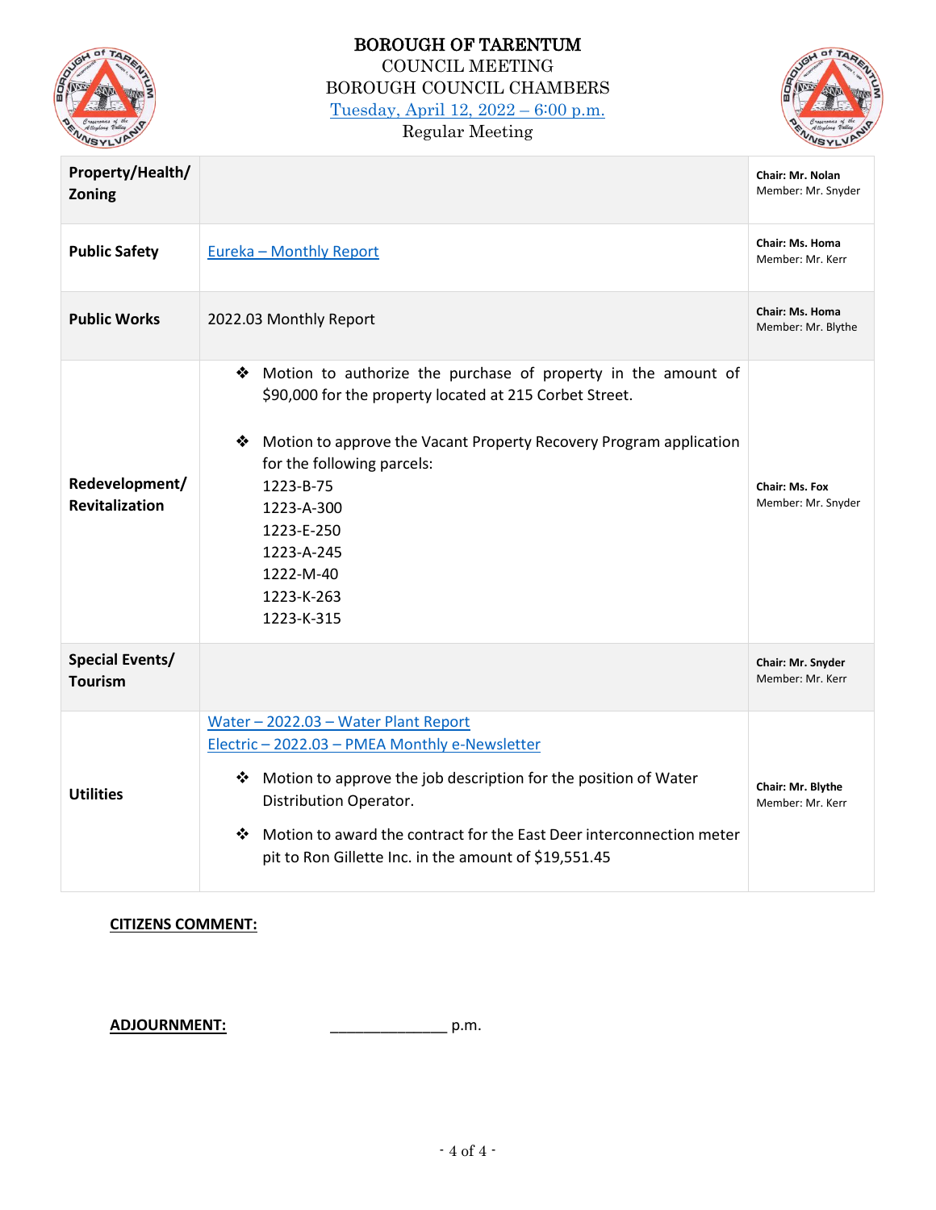# BOROUGH OF TARENTUM

COUNCIL MEETING
BOROUGH COUNCIL CHAMBERS
Tuesday, April 12, 2022 – 6:00 p.m.
Regular Meeting

| | | |
|---|---|---|
| **Property/Health/ Zoning** | | **Chair: Mr. Nolan**<br>Member: Mr. Snyder |
| **Public Safety** | Eureka – Monthly Report | **Chair: Ms. Homa**<br>Member: Mr. Kerr |
| **Public Works** | 2022.03 Monthly Report | **Chair: Ms. Homa**<br>Member: Mr. Blythe |
| **Redevelopment/ Revitalization** | ❖ Motion to authorize the purchase of property in the amount of $90,000 for the property located at 215 Corbet Street.<br><br>❖ Motion to approve the Vacant Property Recovery Program application for the following parcels:<br>1223-B-75<br>1223-A-300<br>1223-E-250<br>1223-A-245<br>1222-M-40<br>1223-K-263<br>1223-K-315 | **Chair: Ms. Fox**<br>Member: Mr. Snyder |
| **Special Events/ Tourism** | | **Chair: Mr. Snyder**<br>Member: Mr. Kerr |
| **Utilities** | Water – 2022.03 – Water Plant Report<br>Electric – 2022.03 – PMEA Monthly e-Newsletter<br><br>❖ Motion to approve the job description for the position of Water Distribution Operator.<br><br>❖ Motion to award the contract for the East Deer interconnection meter pit to Ron Gillette Inc. in the amount of $19,551.45 | **Chair: Mr. Blythe**<br>Member: Mr. Kerr |

**CITIZENS COMMENT:**

**ADJOURNMENT:** ______________ p.m.